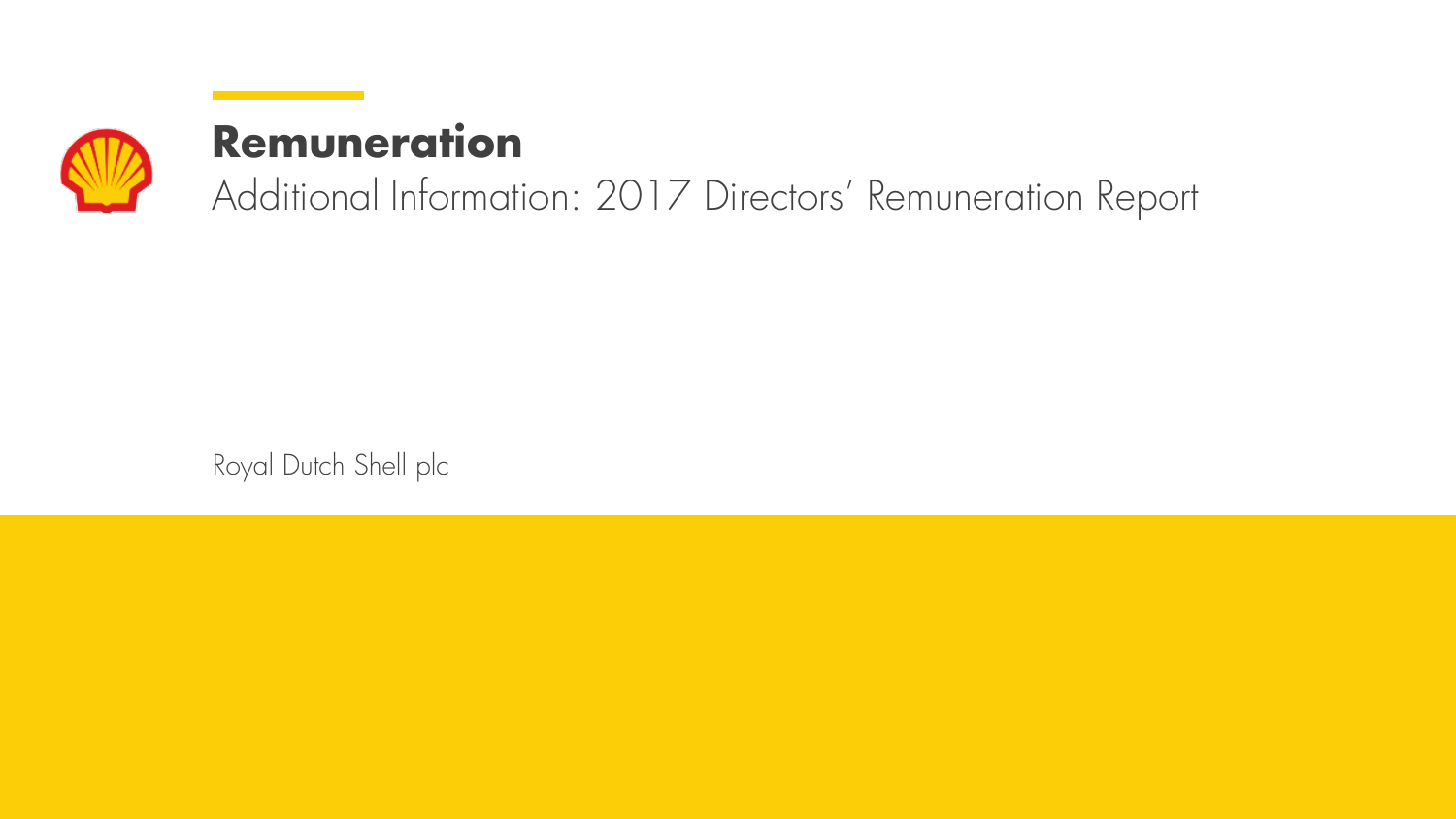# Remuneration

Additional Information: 2017 Directors' Remuneration Report

Royal Dutch Shell plc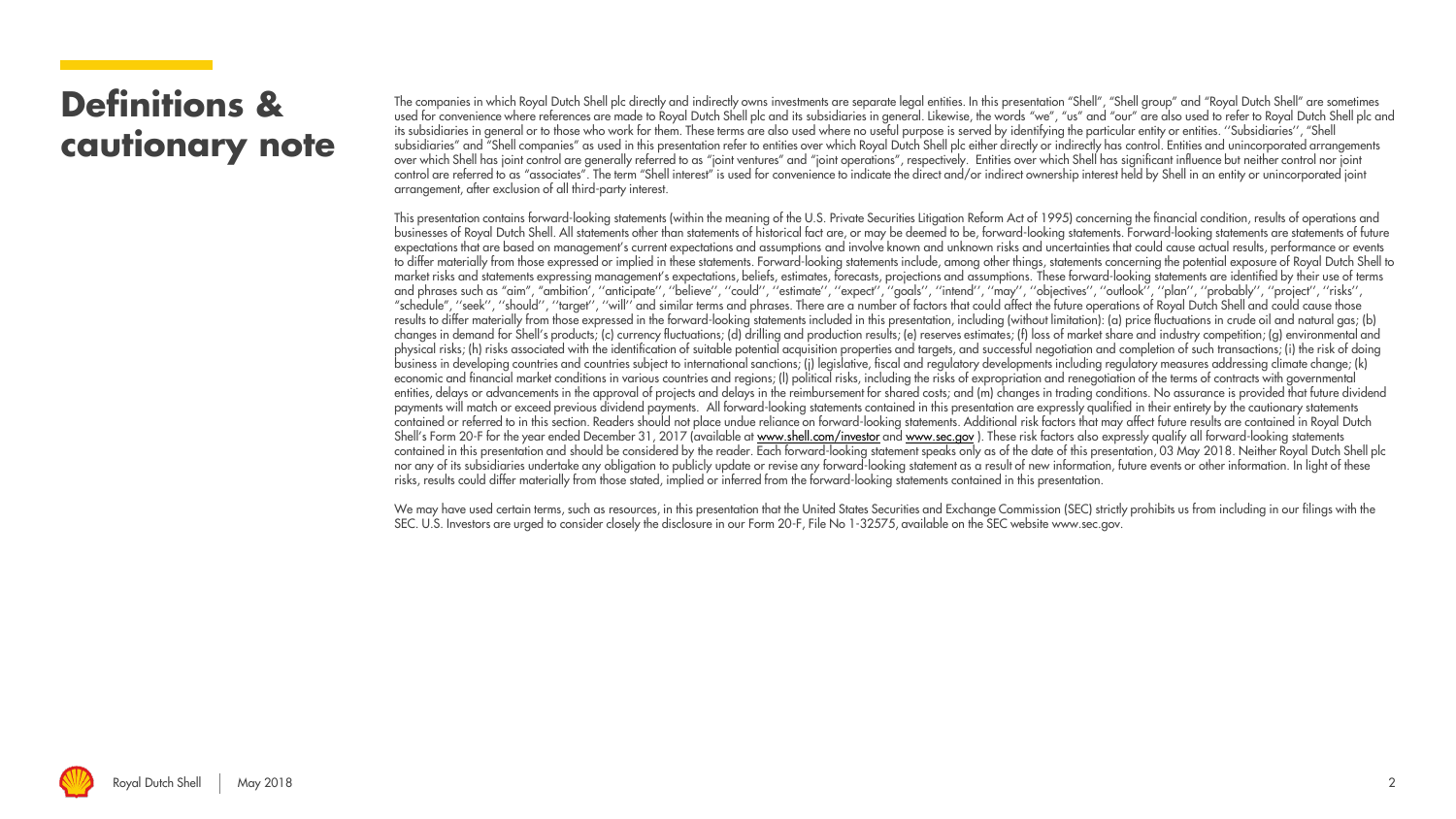# Definitions & cautionary note

The companies in which Royal Dutch Shell plc directly and indirectly owns investments are separate legal entities. In this presentation "Shell", "Shell group" and "Royal Dutch Shell" are sometimes used for convenience where references are made to Royal Dutch Shell plc and its subsidiaries in general. Likewise, the words "we", "us" and "our" are also used to refer to Royal Dutch Shell plc and its subsidiaries in general or to those who work for them. These terms are also used where no useful purpose is served by identifying the particular entity or entities. ''Subsidiaries'', "Shell subsidiaries" and "Shell companies" as used in this presentation refer to entities over which Royal Dutch Shell plc either directly or indirectly has control. Entities and unincorporated arrangements over which Shell has joint control are generally referred to as "joint ventures" and "joint operations", respectively. Entities over which Shell has significant influence but neither control nor joint control are referred to as "associates". The term "Shell interest" is used for convenience to indicate the direct and/or indirect ownership interest held by Shell in an entity or unincorporated joint arrangement, after exclusion of all third-party interest.

This presentation contains forward-looking statements (within the meaning of the U.S. Private Securities Litigation Reform Act of 1995) concerning the financial condition, results of operations and businesses of Royal Dutch Shell. All statements other than statements of historical fact are, or may be deemed to be, forward-looking statements. Forward-looking statements are statements of future expectations that are based on management's current expectations and assumptions and involve known and unknown risks and uncertainties that could cause actual results, performance or events to differ materially from those expressed or implied in these statements. Forward-looking statements include, among other things, statements concerning the potential exposure of Royal Dutch Shell to market risks and statements expressing management's expectations, beliefs, estimates, forecasts, projections and assumptions. These forward-looking statements are identified by their use of terms and phrases such as "aim", "ambition', ''anticipate'', ''believe'', ''could'', ''estimate'', ''expect'', ''goals'', ''intend'', ''may'', ''objectives'', ''outlook'', ''plan'', ''probably'', ''project'', ''risks'', "schedule", ''seek'', ''should'', ''target'', ''will'' and similar terms and phrases. There are a number of factors that could affect the future operations of Royal Dutch Shell and could cause those results to differ materially from those expressed in the forward-looking statements included in this presentation, including (without limitation): (a) price fluctuations in crude oil and natural gas; (b) changes in demand for Shell's products; (c) currency fluctuations; (d) drilling and production results; (e) reserves estimates; (f) loss of market share and industry competition; (g) environmental and physical risks; (h) risks associated with the identification of suitable potential acquisition properties and targets, and successful negotiation and completion of such transactions; (i) the risk of doing business in developing countries and countries subject to international sanctions; (j) legislative, fiscal and regulatory developments including regulatory measures addressing climate change; (k) economic and financial market conditions in various countries and regions; (l) political risks, including the risks of expropriation and renegotiation of the terms of contracts with governmental entities, delays or advancements in the approval of projects and delays in the reimbursement for shared costs; and (m) changes in trading conditions. No assurance is provided that future dividend payments will match or exceed previous dividend payments. All forward-looking statements contained in this presentation are expressly qualified in their entirety by the cautionary statements contained or referred to in this section. Readers should not place undue reliance on forward-looking statements. Additional risk factors that may affect future results are contained in Royal Dutch Shell's Form 20-F for the year ended December 31, 2017 (available at www.shell.com/investor and www.sec.gov ). These risk factors also expressly qualify all forward-looking statements contained in this presentation and should be considered by the reader. Each forward-looking statement speaks only as of the date of this presentation, 03 May 2018. Neither Royal Dutch Shell plc nor any of its subsidiaries undertake any obligation to publicly update or revise any forward-looking statement as a result of new information, future events or other information. In light of these risks, results could differ materially from those stated, implied or inferred from the forward-looking statements contained in this presentation.

We may have used certain terms, such as resources, in this presentation that the United States Securities and Exchange Commission (SEC) strictly prohibits us from including in our filings with the SEC. U.S. Investors are urged to consider closely the disclosure in our Form 20-F, File No 1-32575, available on the SEC website www.sec.gov.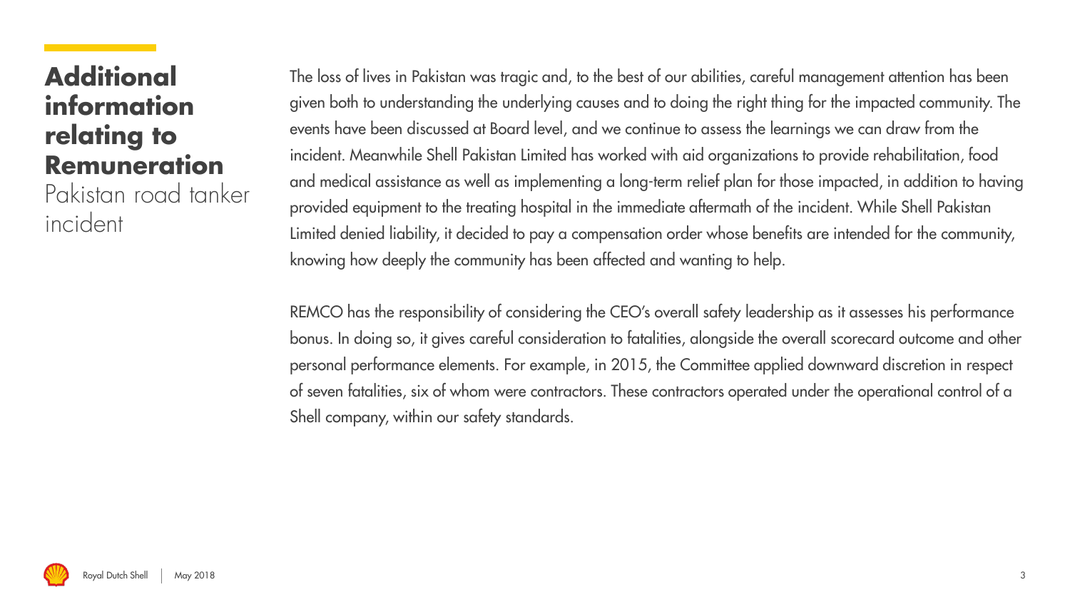# Additional information relating to Remuneration

## Pakistan road tanker incident

The loss of lives in Pakistan was tragic and, to the best of our abilities, careful management attention has been given both to understanding the underlying causes and to doing the right thing for the impacted community. The events have been discussed at Board level, and we continue to assess the learnings we can draw from the incident. Meanwhile Shell Pakistan Limited has worked with aid organizations to provide rehabilitation, food and medical assistance as well as implementing a long-term relief plan for those impacted, in addition to having provided equipment to the treating hospital in the immediate aftermath of the incident. While Shell Pakistan Limited denied liability, it decided to pay a compensation order whose benefits are intended for the community, knowing how deeply the community has been affected and wanting to help.

REMCO has the responsibility of considering the CEO's overall safety leadership as it assesses his performance bonus. In doing so, it gives careful consideration to fatalities, alongside the overall scorecard outcome and other personal performance elements. For example, in 2015, the Committee applied downward discretion in respect of seven fatalities, six of whom were contractors. These contractors operated under the operational control of a Shell company, within our safety standards.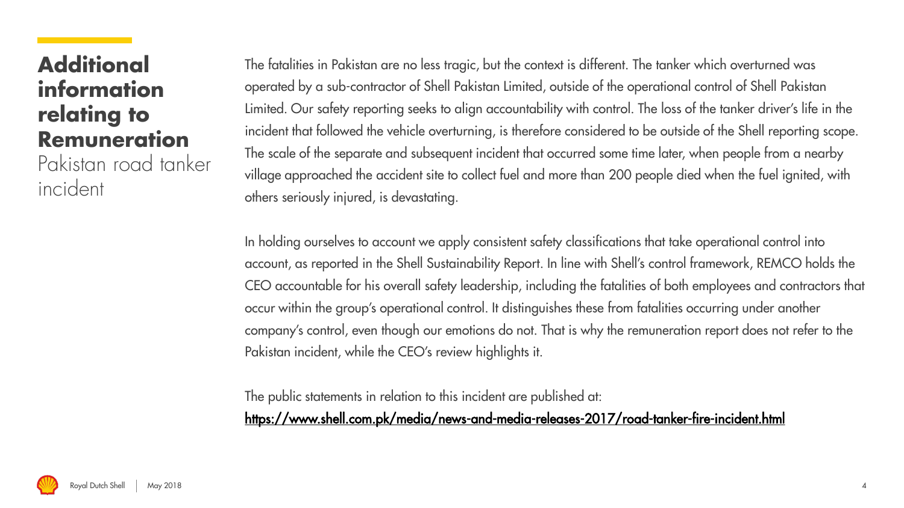# Additional information relating to Remuneration

## Pakistan road tanker incident

The fatalities in Pakistan are no less tragic, but the context is different. The tanker which overturned was operated by a sub-contractor of Shell Pakistan Limited, outside of the operational control of Shell Pakistan Limited. Our safety reporting seeks to align accountability with control. The loss of the tanker driver's life in the incident that followed the vehicle overturning, is therefore considered to be outside of the Shell reporting scope. The scale of the separate and subsequent incident that occurred some time later, when people from a nearby village approached the accident site to collect fuel and more than 200 people died when the fuel ignited, with others seriously injured, is devastating.

In holding ourselves to account we apply consistent safety classifications that take operational control into account, as reported in the Shell Sustainability Report. In line with Shell's control framework, REMCO holds the CEO accountable for his overall safety leadership, including the fatalities of both employees and contractors that occur within the group's operational control. It distinguishes these from fatalities occurring under another company's control, even though our emotions do not. That is why the remuneration report does not refer to the Pakistan incident, while the CEO's review highlights it.

The public statements in relation to this incident are published at:
https://www.shell.com.pk/media/news-and-media-releases-2017/road-tanker-fire-incident.html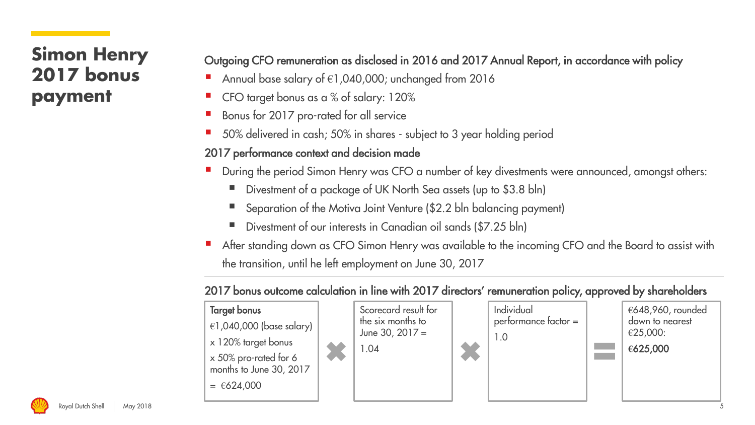# Simon Henry 2017 bonus payment

**Outgoing CFO remuneration as disclosed in 2016 and 2017 Annual Report, in accordance with policy**

- Annual base salary of €1,040,000; unchanged from 2016
- CFO target bonus as a % of salary: 120%
- Bonus for 2017 pro-rated for all service
- 50% delivered in cash; 50% in shares - subject to 3 year holding period

**2017 performance context and decision made**

- During the period Simon Henry was CFO a number of key divestments were announced, amongst others:
  - Divestment of a package of UK North Sea assets (up to $3.8 bln)
  - Separation of the Motiva Joint Venture ($2.2 bln balancing payment)
  - Divestment of our interests in Canadian oil sands ($7.25 bln)
- After standing down as CFO Simon Henry was available to the incoming CFO and the Board to assist with the transition, until he left employment on June 30, 2017

**2017 bonus outcome calculation in line with 2017 directors' remuneration policy, approved by shareholders**

| Target bonus | | Scorecard result for the six months to June 30, 2017 = | | Individual performance factor = | | €648,960, rounded down to nearest €25,000: |
|---|---|---|---|---|---|---|
| €1,040,000 (base salary)<br>x 120% target bonus<br>x 50% pro-rated for 6 months to June 30, 2017<br>= €624,000 | × | 1.04 | × | 1.0 | = | **€625,000** |